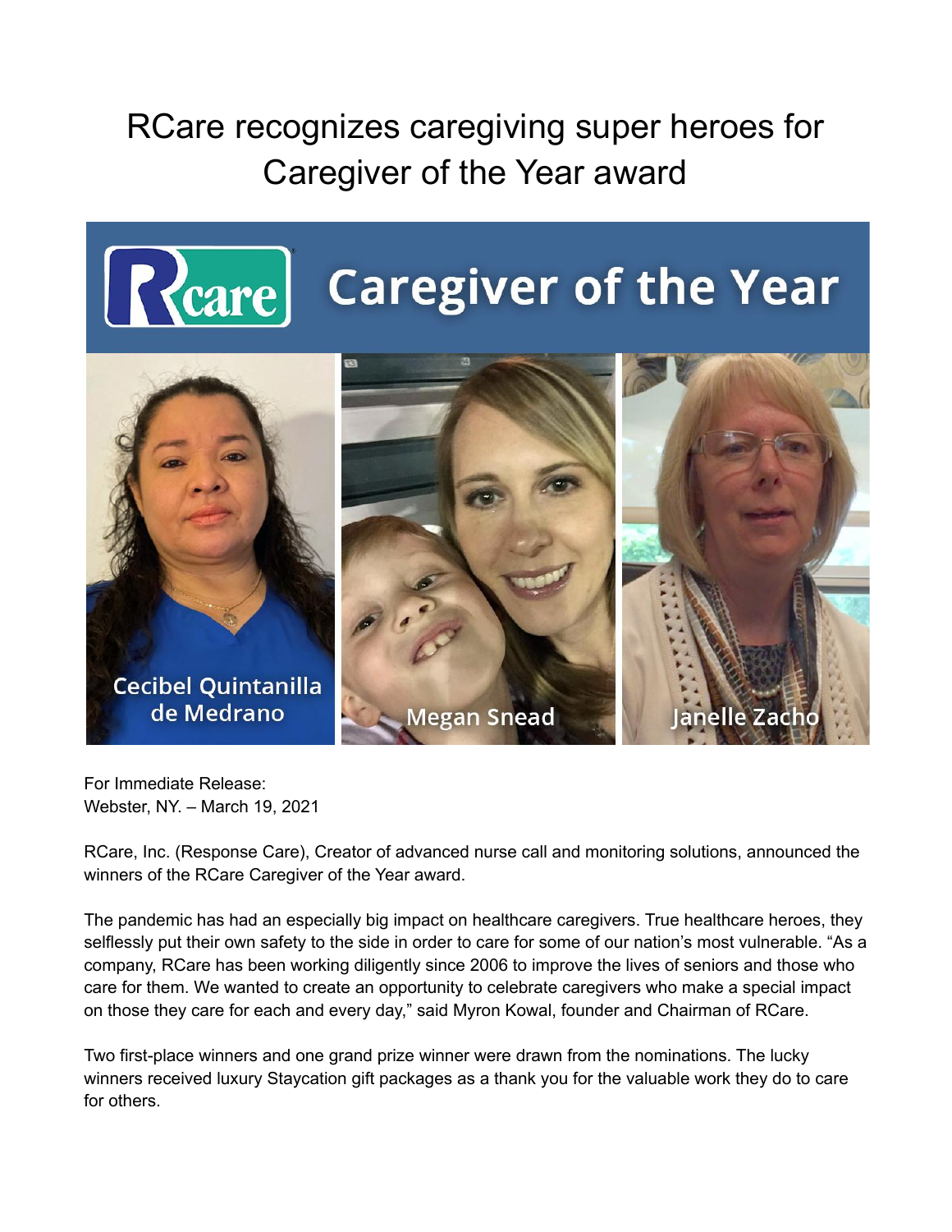# RCare recognizes caregiving super heroes for Caregiver of the Year award

For Immediate Release:
Webster, NY. – March 19, 2021

RCare, Inc. (Response Care), Creator of advanced nurse call and monitoring solutions, announced the winners of the RCare Caregiver of the Year award.

The pandemic has had an especially big impact on healthcare caregivers. True healthcare heroes, they selflessly put their own safety to the side in order to care for some of our nation's most vulnerable. "As a company, RCare has been working diligently since 2006 to improve the lives of seniors and those who care for them. We wanted to create an opportunity to celebrate caregivers who make a special impact on those they care for each and every day," said Myron Kowal, founder and Chairman of RCare.

Two first-place winners and one grand prize winner were drawn from the nominations. The lucky winners received luxury Staycation gift packages as a thank you for the valuable work they do to care for others.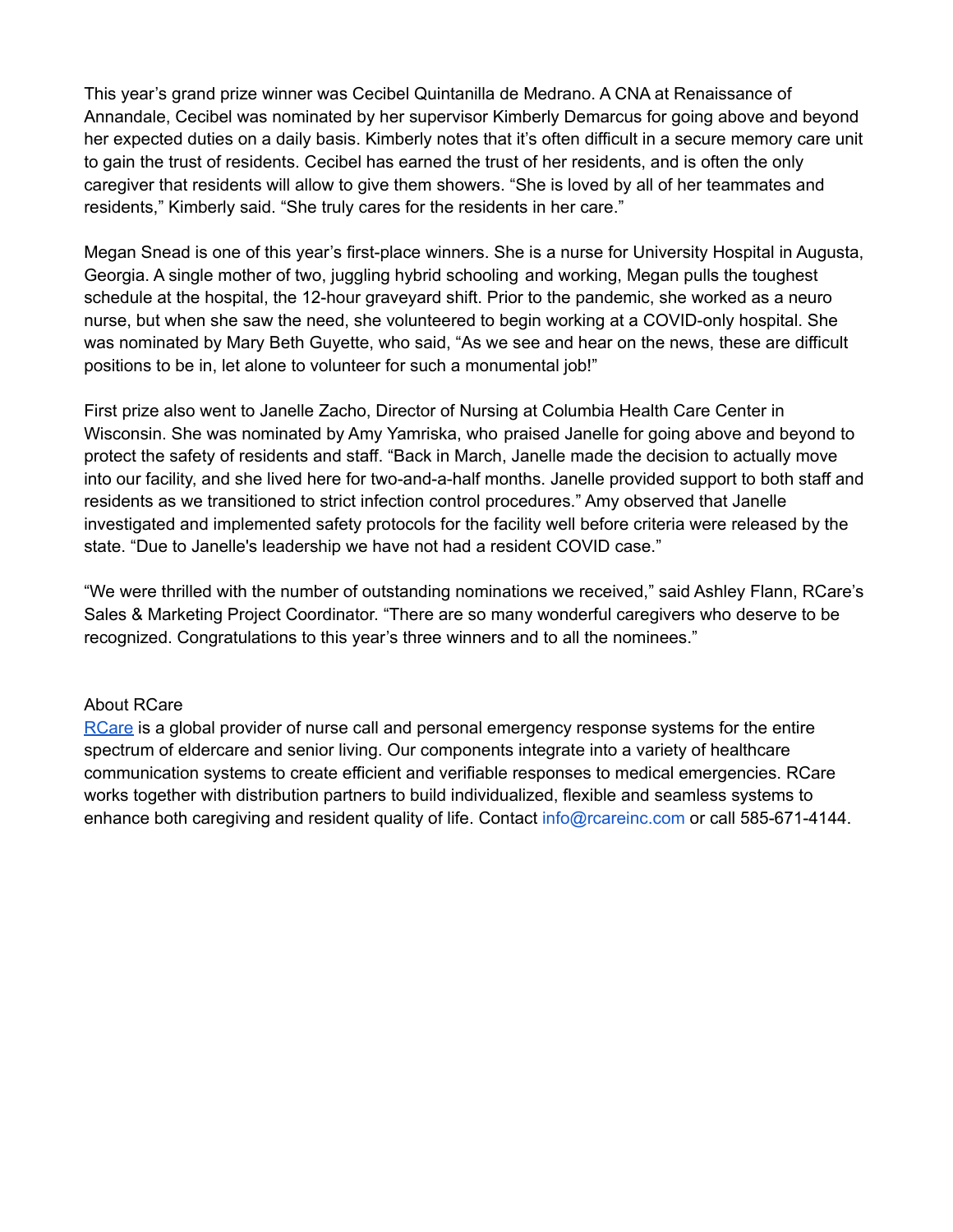This year's grand prize winner was Cecibel Quintanilla de Medrano. A CNA at Renaissance of Annandale, Cecibel was nominated by her supervisor Kimberly Demarcus for going above and beyond her expected duties on a daily basis. Kimberly notes that it's often difficult in a secure memory care unit to gain the trust of residents. Cecibel has earned the trust of her residents, and is often the only caregiver that residents will allow to give them showers. "She is loved by all of her teammates and residents," Kimberly said. "She truly cares for the residents in her care."

Megan Snead is one of this year's first-place winners. She is a nurse for University Hospital in Augusta, Georgia. A single mother of two, juggling hybrid schooling and working, Megan pulls the toughest schedule at the hospital, the 12-hour graveyard shift. Prior to the pandemic, she worked as a neuro nurse, but when she saw the need, she volunteered to begin working at a COVID-only hospital. She was nominated by Mary Beth Guyette, who said, "As we see and hear on the news, these are difficult positions to be in, let alone to volunteer for such a monumental job!"

First prize also went to Janelle Zacho, Director of Nursing at Columbia Health Care Center in Wisconsin. She was nominated by Amy Yamriska, who praised Janelle for going above and beyond to protect the safety of residents and staff. "Back in March, Janelle made the decision to actually move into our facility, and she lived here for two-and-a-half months. Janelle provided support to both staff and residents as we transitioned to strict infection control procedures." Amy observed that Janelle investigated and implemented safety protocols for the facility well before criteria were released by the state. "Due to Janelle's leadership we have not had a resident COVID case."

"We were thrilled with the number of outstanding nominations we received," said Ashley Flann, RCare's Sales & Marketing Project Coordinator. "There are so many wonderful caregivers who deserve to be recognized. Congratulations to this year's three winners and to all the nominees."

About RCare

RCare is a global provider of nurse call and personal emergency response systems for the entire spectrum of eldercare and senior living. Our components integrate into a variety of healthcare communication systems to create efficient and verifiable responses to medical emergencies. RCare works together with distribution partners to build individualized, flexible and seamless systems to enhance both caregiving and resident quality of life. Contact info@rcareinc.com or call 585-671-4144.